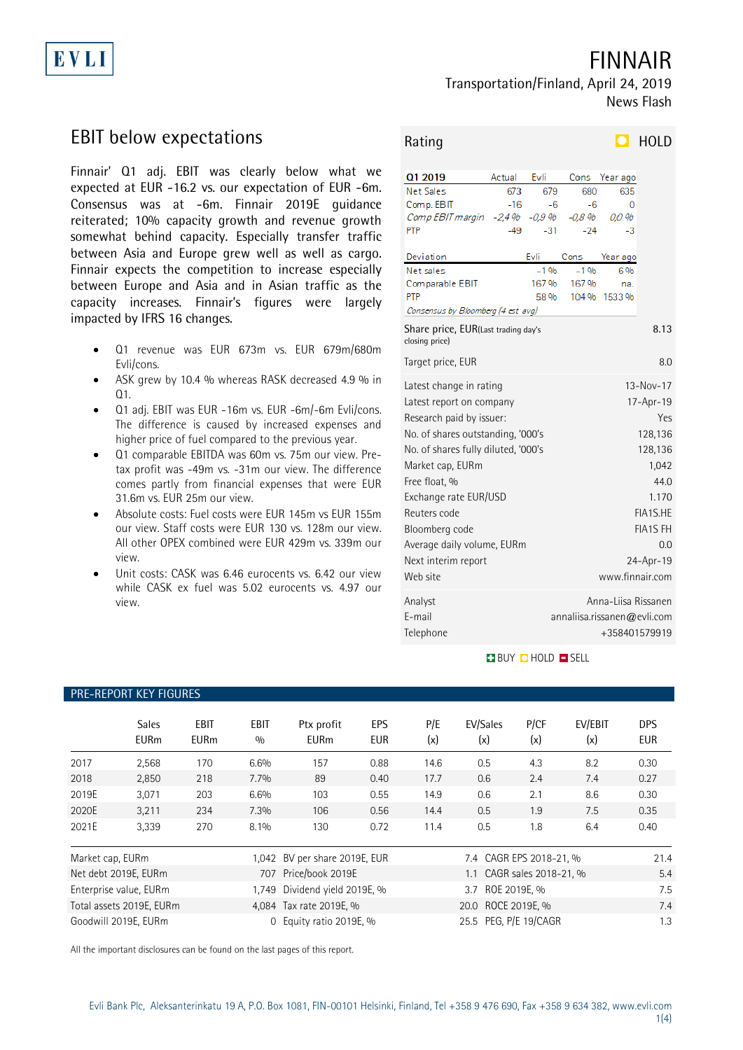EVLI

# FINNAIR

Transportation/Finland, April 24, 2019

News Flash

## EBIT below expectations

Finnair' Q1 adj. EBIT was clearly below what we expected at EUR -16.2 vs. our expectation of EUR -6m. Consensus was at -6m. Finnair 2019E guidance reiterated; 10% capacity growth and revenue growth somewhat behind capacity. Especially transfer traffic between Asia and Europe grew well as well as cargo. Finnair expects the competition to increase especially between Europe and Asia and in Asian traffic as the capacity increases. Finnair's figures were largely impacted by IFRS 16 changes.

- Q1 revenue was EUR 673m vs. EUR 679m/680m Evli/cons.
- ASK grew by 10.4 % whereas RASK decreased 4.9 % in Q1.
- Q1 adj. EBIT was EUR -16m vs. EUR -6m/-6m Evli/cons. The difference is caused by increased expenses and higher price of fuel compared to the previous year.
- Q1 comparable EBITDA was 60m vs. 75m our view. Pre-tax profit was -49m vs. -31m our view. The difference comes partly from financial expenses that were EUR 31.6m vs. EUR 25m our view.
- Absolute costs: Fuel costs were EUR 145m vs EUR 155m our view. Staff costs were EUR 130 vs. 128m our view. All other OPEX combined were EUR 429m vs. 339m our view.
- Unit costs: CASK was 6.46 eurocents vs. 6.42 our view while CASK ex fuel was 5.02 eurocents vs. 4.97 our view.

### Rating: HOLD

| Q1 2019 | Actual | Evli | Cons | Year ago |
|---|---|---|---|---|
| Net Sales | 673 | 679 | 680 | 635 |
| Comp. EBIT | -16 | -6 | -6 | 0 |
| *Comp EBIT margin* | *-2,4 %* | *-0,9 %* | *-0,8 %* | *0,0 %* |
| PTP | -49 | -31 | -24 | -3 |

| Deviation | Evli | Cons | Year ago |
|---|---|---|---|
| Net sales | -1 % | -1 % | 6 % |
| Comparable EBIT | 167 % | 167 % | na. |
| PTP | 58 % | 104 % | 1533 % |

*Consensus by Bloomberg (4 est avg)*

| | |
|---|---|
| Share price, EUR (Last trading day's closing price) | 8.13 |
| Target price, EUR | 8.0 |
| Latest change in rating | 13-Nov-17 |
| Latest report on company | 17-Apr-19 |
| Research paid by issuer: | Yes |
| No. of shares outstanding, '000's | 128,136 |
| No. of shares fully diluted, '000's | 128,136 |
| Market cap, EURm | 1,042 |
| Free float, % | 44.0 |
| Exchange rate EUR/USD | 1.170 |
| Reuters code | FIA1S.HE |
| Bloomberg code | FIA1S FH |
| Average daily volume, EURm | 0.0 |
| Next interim report | 24-Apr-19 |
| Web site | www.finnair.com |
| Analyst | Anna-Liisa Rissanen |
| E-mail | annaliisa.rissanen@evli.com |
| Telephone | +358401579919 |

BUY HOLD SELL

### PRE-REPORT KEY FIGURES

| | Sales EURm | EBIT EURm | EBIT % | Ptx profit EURm | EPS EUR | P/E (x) | EV/Sales (x) | P/CF (x) | EV/EBIT (x) | DPS EUR |
|---|---|---|---|---|---|---|---|---|---|---|
| 2017 | 2,568 | 170 | 6.6% | 157 | 0.88 | 14.6 | 0.5 | 4.3 | 8.2 | 0.30 |
| 2018 | 2,850 | 218 | 7.7% | 89 | 0.40 | 17.7 | 0.6 | 2.4 | 7.4 | 0.27 |
| 2019E | 3,071 | 203 | 6.6% | 103 | 0.55 | 14.9 | 0.6 | 2.1 | 8.6 | 0.30 |
| 2020E | 3,211 | 234 | 7.3% | 106 | 0.56 | 14.4 | 0.5 | 1.9 | 7.5 | 0.35 |
| 2021E | 3,339 | 270 | 8.1% | 130 | 0.72 | 11.4 | 0.5 | 1.8 | 6.4 | 0.40 |

| | | | | | |
|---|---|---|---|---|---|
| Market cap, EURm | 1,042 | BV per share 2019E, EUR | 7.4 | CAGR EPS 2018-21, % | 21.4 |
| Net debt 2019E, EURm | 707 | Price/book 2019E | 1.1 | CAGR sales 2018-21, % | 5.4 |
| Enterprise value, EURm | 1,749 | Dividend yield 2019E, % | 3.7 | ROE 2019E, % | 7.5 |
| Total assets 2019E, EURm | 4,084 | Tax rate 2019E, % | 20.0 | ROCE 2019E, % | 7.4 |
| Goodwill 2019E, EURm | 0 | Equity ratio 2019E, % | 25.5 | PEG, P/E 19/CAGR | 1.3 |

All the important disclosures can be found on the last pages of this report.

Evli Bank Plc, Aleksanterinkatu 19 A, P.O. Box 1081, FIN-00101 Helsinki, Finland, Tel +358 9 476 690, Fax +358 9 634 382, www.evli.com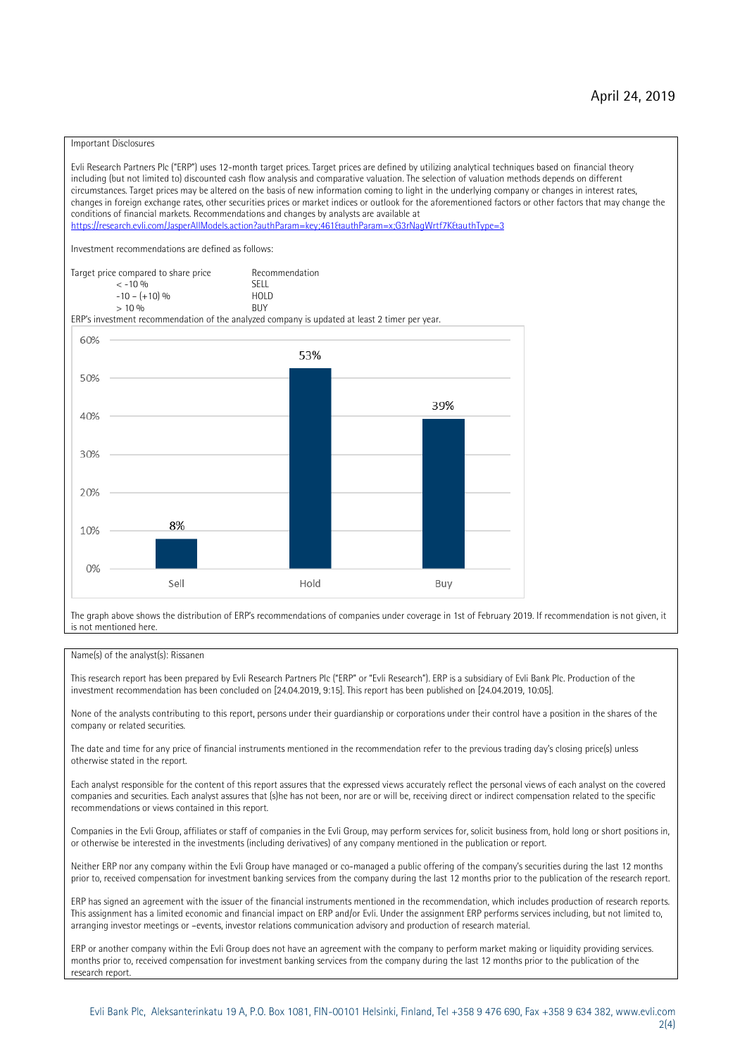April 24, 2019

Important Disclosures

Evli Research Partners Plc ("ERP") uses 12-month target prices. Target prices are defined by utilizing analytical techniques based on financial theory including (but not limited to) discounted cash flow analysis and comparative valuation. The selection of valuation methods depends on different circumstances. Target prices may be altered on the basis of new information coming to light in the underlying company or changes in interest rates, changes in foreign exchange rates, other securities prices or market indices or outlook for the aforementioned factors or other factors that may change the conditions of financial markets. Recommendations and changes by analysts are available at https://research.evli.com/JasperAllModels.action?authParam=key;461&authParam=x;G3rNagWrtf7K&authType=3

Investment recommendations are defined as follows:

| Target price compared to share price | Recommendation |
| --- | --- |
| < -10 % | SELL |
| -10 – (+10) % | HOLD |
| > 10 % | BUY |

ERP's investment recommendation of the analyzed company is updated at least 2 timer per year.

| | Sell | Hold | Buy |
| --- | --- | --- | --- |
| Share of recommendations | 8% | 53% | 39% |

The graph above shows the distribution of ERP's recommendations of companies under coverage in 1st of February 2019. If recommendation is not given, it is not mentioned here.

Name(s) of the analyst(s): Rissanen

This research report has been prepared by Evli Research Partners Plc ("ERP" or "Evli Research"). ERP is a subsidiary of Evli Bank Plc. Production of the investment recommendation has been concluded on [24.04.2019, 9:15]. This report has been published on [24.04.2019, 10:05].

None of the analysts contributing to this report, persons under their guardianship or corporations under their control have a position in the shares of the company or related securities.

The date and time for any price of financial instruments mentioned in the recommendation refer to the previous trading day's closing price(s) unless otherwise stated in the report.

Each analyst responsible for the content of this report assures that the expressed views accurately reflect the personal views of each analyst on the covered companies and securities. Each analyst assures that (s)he has not been, nor are or will be, receiving direct or indirect compensation related to the specific recommendations or views contained in this report.

Companies in the Evli Group, affiliates or staff of companies in the Evli Group, may perform services for, solicit business from, hold long or short positions in, or otherwise be interested in the investments (including derivatives) of any company mentioned in the publication or report.

Neither ERP nor any company within the Evli Group have managed or co-managed a public offering of the company's securities during the last 12 months prior to, received compensation for investment banking services from the company during the last 12 months prior to the publication of the research report.

ERP has signed an agreement with the issuer of the financial instruments mentioned in the recommendation, which includes production of research reports. This assignment has a limited economic and financial impact on ERP and/or Evli. Under the assignment ERP performs services including, but not limited to, arranging investor meetings or –events, investor relations communication advisory and production of research material.

ERP or another company within the Evli Group does not have an agreement with the company to perform market making or liquidity providing services. months prior to, received compensation for investment banking services from the company during the last 12 months prior to the publication of the research report.

Evli Bank Plc, Aleksanterinkatu 19 A, P.O. Box 1081, FIN-00101 Helsinki, Finland, Tel +358 9 476 690, Fax +358 9 634 382, www.evli.com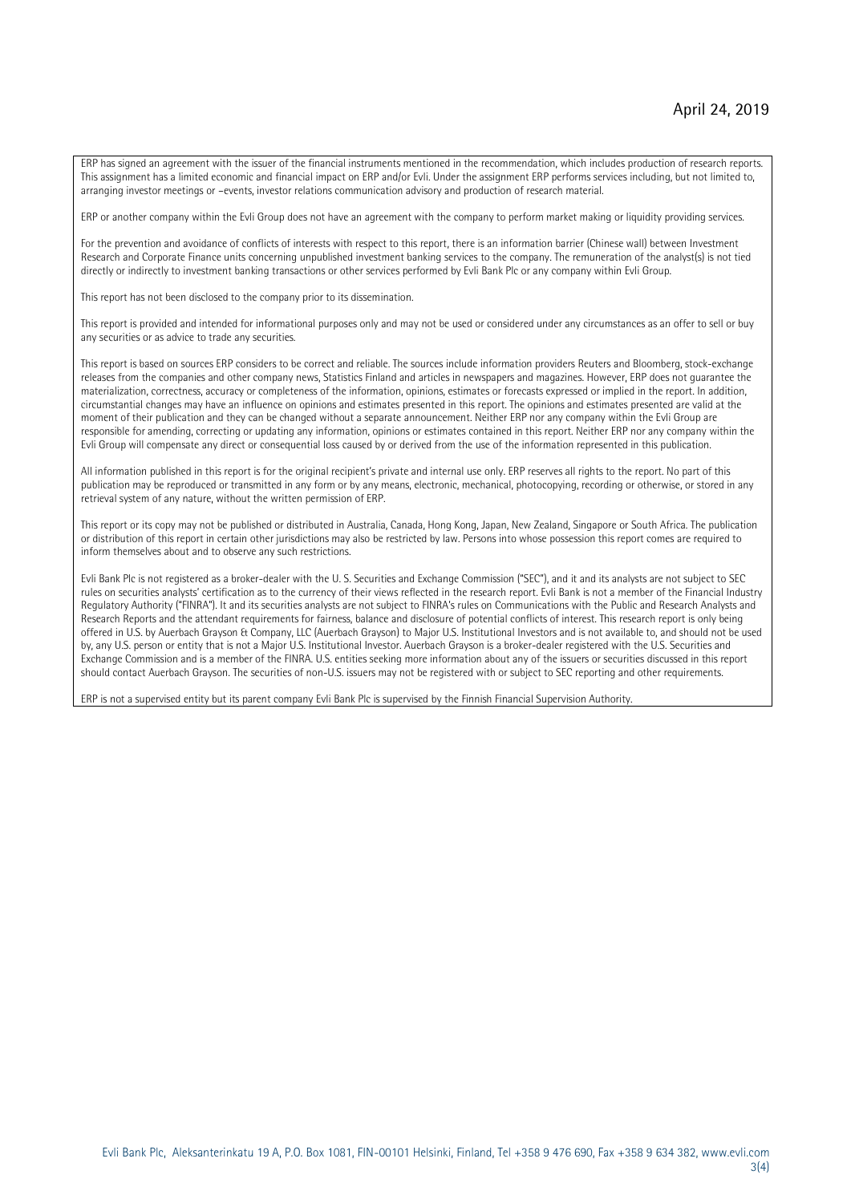ERP has signed an agreement with the issuer of the financial instruments mentioned in the recommendation, which includes production of research reports. This assignment has a limited economic and financial impact on ERP and/or Evli. Under the assignment ERP performs services including, but not limited to, arranging investor meetings or –events, investor relations communication advisory and production of research material.

ERP or another company within the Evli Group does not have an agreement with the company to perform market making or liquidity providing services.

For the prevention and avoidance of conflicts of interests with respect to this report, there is an information barrier (Chinese wall) between Investment Research and Corporate Finance units concerning unpublished investment banking services to the company. The remuneration of the analyst(s) is not tied directly or indirectly to investment banking transactions or other services performed by Evli Bank Plc or any company within Evli Group.

This report has not been disclosed to the company prior to its dissemination.

This report is provided and intended for informational purposes only and may not be used or considered under any circumstances as an offer to sell or buy any securities or as advice to trade any securities.

This report is based on sources ERP considers to be correct and reliable. The sources include information providers Reuters and Bloomberg, stock-exchange releases from the companies and other company news, Statistics Finland and articles in newspapers and magazines. However, ERP does not guarantee the materialization, correctness, accuracy or completeness of the information, opinions, estimates or forecasts expressed or implied in the report. In addition, circumstantial changes may have an influence on opinions and estimates presented in this report. The opinions and estimates presented are valid at the moment of their publication and they can be changed without a separate announcement. Neither ERP nor any company within the Evli Group are responsible for amending, correcting or updating any information, opinions or estimates contained in this report. Neither ERP nor any company within the Evli Group will compensate any direct or consequential loss caused by or derived from the use of the information represented in this publication.

All information published in this report is for the original recipient's private and internal use only. ERP reserves all rights to the report. No part of this publication may be reproduced or transmitted in any form or by any means, electronic, mechanical, photocopying, recording or otherwise, or stored in any retrieval system of any nature, without the written permission of ERP.

This report or its copy may not be published or distributed in Australia, Canada, Hong Kong, Japan, New Zealand, Singapore or South Africa. The publication or distribution of this report in certain other jurisdictions may also be restricted by law. Persons into whose possession this report comes are required to inform themselves about and to observe any such restrictions.

Evli Bank Plc is not registered as a broker-dealer with the U. S. Securities and Exchange Commission ("SEC"), and it and its analysts are not subject to SEC rules on securities analysts' certification as to the currency of their views reflected in the research report. Evli Bank is not a member of the Financial Industry Regulatory Authority ("FINRA"). It and its securities analysts are not subject to FINRA's rules on Communications with the Public and Research Analysts and Research Reports and the attendant requirements for fairness, balance and disclosure of potential conflicts of interest. This research report is only being offered in U.S. by Auerbach Grayson & Company, LLC (Auerbach Grayson) to Major U.S. Institutional Investors and is not available to, and should not be used by, any U.S. person or entity that is not a Major U.S. Institutional Investor. Auerbach Grayson is a broker-dealer registered with the U.S. Securities and Exchange Commission and is a member of the FINRA. U.S. entities seeking more information about any of the issuers or securities discussed in this report should contact Auerbach Grayson. The securities of non-U.S. issuers may not be registered with or subject to SEC reporting and other requirements.

ERP is not a supervised entity but its parent company Evli Bank Plc is supervised by the Finnish Financial Supervision Authority.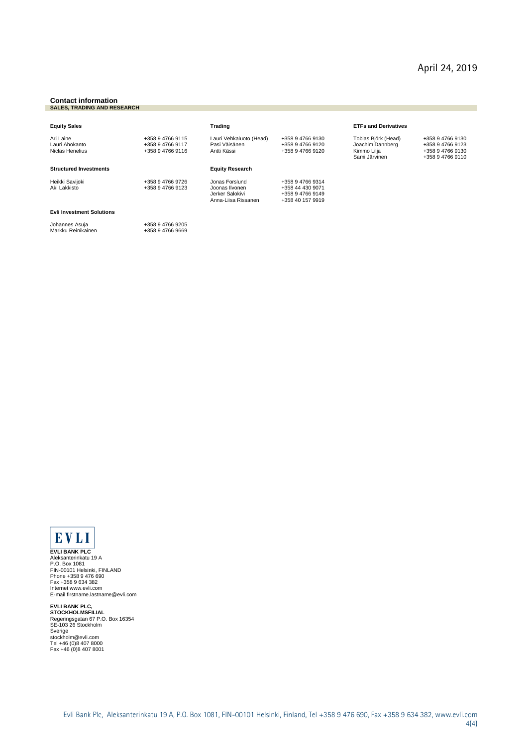April 24, 2019

## Contact information

**SALES, TRADING AND RESEARCH**

**Equity Sales**

| | |
|---|---|
| Ari Laine | +358 9 4766 9115 |
| Lauri Ahokanto | +358 9 4766 9117 |
| Niclas Henelius | +358 9 4766 9116 |

**Structured Investments**

| | |
|---|---|
| Heikki Savijoki | +358 9 4766 9726 |
| Aki Lakkisto | +358 9 4766 9123 |

**Evli Investment Solutions**

| | |
|---|---|
| Johannes Asuja | +358 9 4766 9205 |
| Markku Reinikainen | +358 9 4766 9669 |

**Trading**

| | |
|---|---|
| Lauri Vehkaluoto (Head) | +358 9 4766 9130 |
| Pasi Väisänen | +358 9 4766 9120 |
| Antti Kässi | +358 9 4766 9120 |

**Equity Research**

| | |
|---|---|
| Jonas Forslund | +358 9 4766 9314 |
| Joonas Ilvonen | +358 44 430 9071 |
| Jerker Salokivi | +358 9 4766 9149 |
| Anna-Liisa Rissanen | +358 40 157 9919 |

**ETFs and Derivatives**

| | |
|---|---|
| Tobias Björk (Head) | +358 9 4766 9130 |
| Joachim Dannberg | +358 9 4766 9123 |
| Kimmo Lilja | +358 9 4766 9130 |
| Sami Järvinen | +358 9 4766 9110 |

EVLI

**EVLI BANK PLC**
Aleksanterinkatu 19 A
P.O. Box 1081
FIN-00101 Helsinki, FINLAND
Phone +358 9 476 690
Fax +358 9 634 382
Internet www.evli.com
E-mail firstname.lastname@evli.com

**EVLI BANK PLC, STOCKHOLMSFILIAL**
Regeringsgatan 67 P.O. Box 16354
SE-103 26 Stockholm
Sverige
stockholm@evli.com
Tel +46 (0)8 407 8000
Fax +46 (0)8 407 8001

Evli Bank Plc, Aleksanterinkatu 19 A, P.O. Box 1081, FIN-00101 Helsinki, Finland, Tel +358 9 476 690, Fax +358 9 634 382, www.evli.com